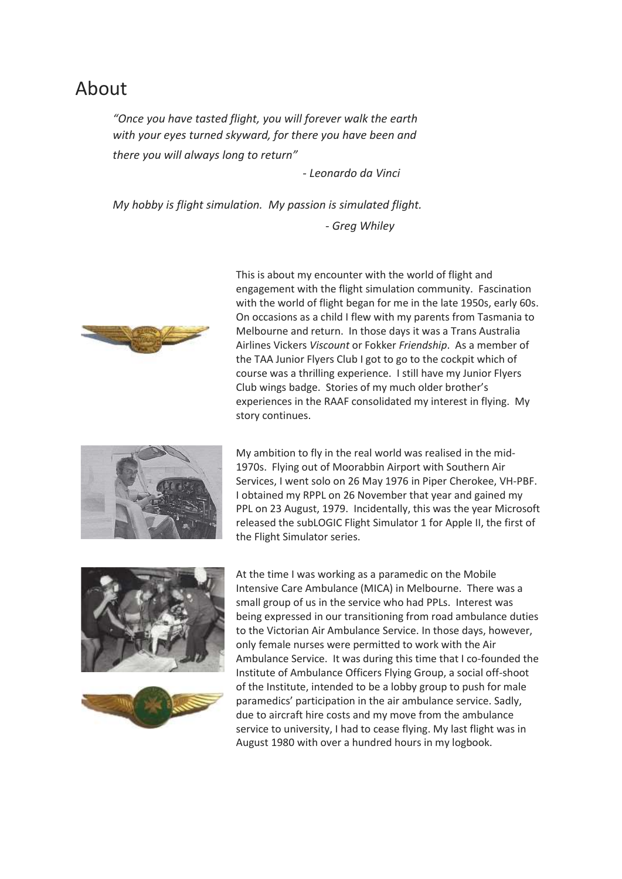# About

*"Once you have tasted flight, you will forever walk the earth with your eyes turned skyward, for there you have been and there you will always long to return"*

*- Leonardo da Vinci*

*My hobby is flight simulation. My passion is simulated flight.*

*- Greg Whiley*

This is about my encounter with the world of flight and engagement with the flight simulation community. Fascination with the world of flight began for me in the late 1950s, early 60s. On occasions as a child I flew with my parents from Tasmania to Melbourne and return. In those days it was a Trans Australia Airlines Vickers *Viscount* or Fokker *Friendship*. As a member of the TAA Junior Flyers Club I got to go to the cockpit which of course was a thrilling experience. I still have my Junior Flyers Club wings badge. Stories of my much older brother's experiences in the RAAF consolidated my interest in flying. My story continues.

My ambition to fly in the real world was realised in the mid-1970s. Flying out of Moorabbin Airport with Southern Air Services, I went solo on 26 May 1976 in Piper Cherokee, VH-PBF. I obtained my RPPL on 26 November that year and gained my PPL on 23 August, 1979. Incidentally, this was the year Microsoft released the subLOGIC Flight Simulator 1 for Apple II, the first of the Flight Simulator series.

At the time I was working as a paramedic on the Mobile Intensive Care Ambulance (MICA) in Melbourne. There was a small group of us in the service who had PPLs. Interest was being expressed in our transitioning from road ambulance duties to the Victorian Air Ambulance Service. In those days, however, only female nurses were permitted to work with the Air Ambulance Service. It was during this time that I co-founded the Institute of Ambulance Officers Flying Group, a social off-shoot of the Institute, intended to be a lobby group to push for male paramedics' participation in the air ambulance service. Sadly, due to aircraft hire costs and my move from the ambulance service to university, I had to cease flying. My last flight was in August 1980 with over a hundred hours in my logbook.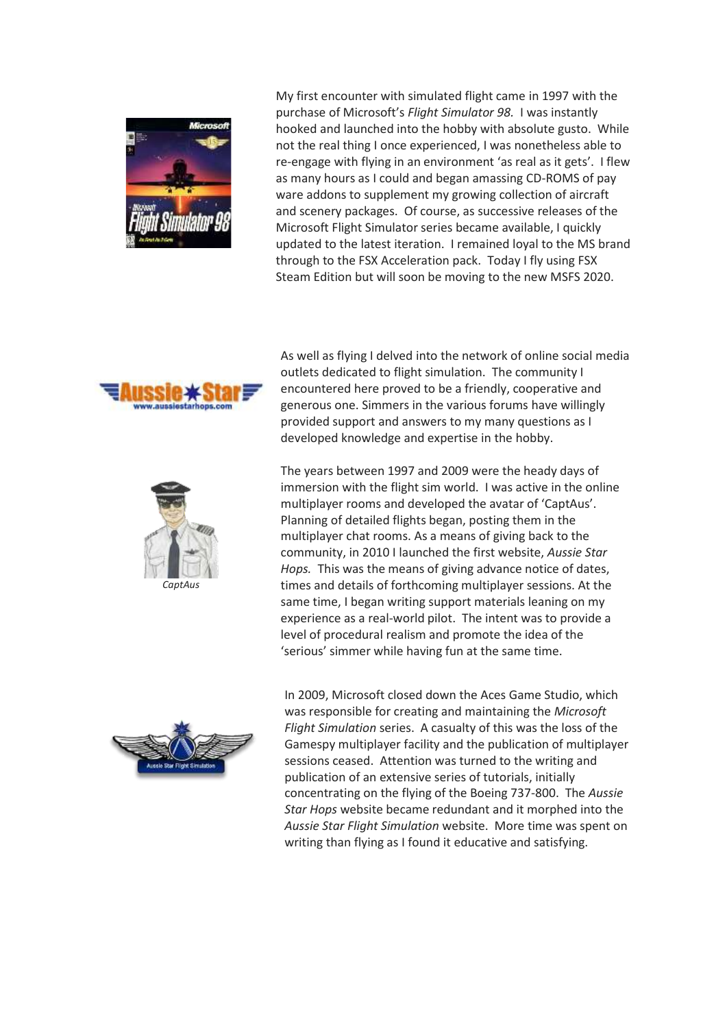My first encounter with simulated flight came in 1997 with the purchase of Microsoft's *Flight Simulator 98.* I was instantly hooked and launched into the hobby with absolute gusto. While not the real thing I once experienced, I was nonetheless able to re-engage with flying in an environment 'as real as it gets'. I flew as many hours as I could and began amassing CD-ROMS of pay ware addons to supplement my growing collection of aircraft and scenery packages. Of course, as successive releases of the Microsoft Flight Simulator series became available, I quickly updated to the latest iteration. I remained loyal to the MS brand through to the FSX Acceleration pack. Today I fly using FSX Steam Edition but will soon be moving to the new MSFS 2020.

As well as flying I delved into the network of online social media outlets dedicated to flight simulation. The community I encountered here proved to be a friendly, cooperative and generous one. Simmers in the various forums have willingly provided support and answers to my many questions as I developed knowledge and expertise in the hobby.

*CaptAus*

The years between 1997 and 2009 were the heady days of immersion with the flight sim world. I was active in the online multiplayer rooms and developed the avatar of 'CaptAus'. Planning of detailed flights began, posting them in the multiplayer chat rooms. As a means of giving back to the community, in 2010 I launched the first website, *Aussie Star Hops.* This was the means of giving advance notice of dates, times and details of forthcoming multiplayer sessions. At the same time, I began writing support materials leaning on my experience as a real-world pilot. The intent was to provide a level of procedural realism and promote the idea of the 'serious' simmer while having fun at the same time.

In 2009, Microsoft closed down the Aces Game Studio, which was responsible for creating and maintaining the *Microsoft Flight Simulation* series. A casualty of this was the loss of the Gamespy multiplayer facility and the publication of multiplayer sessions ceased. Attention was turned to the writing and publication of an extensive series of tutorials, initially concentrating on the flying of the Boeing 737-800. The *Aussie Star Hops* website became redundant and it morphed into the *Aussie Star Flight Simulation* website. More time was spent on writing than flying as I found it educative and satisfying.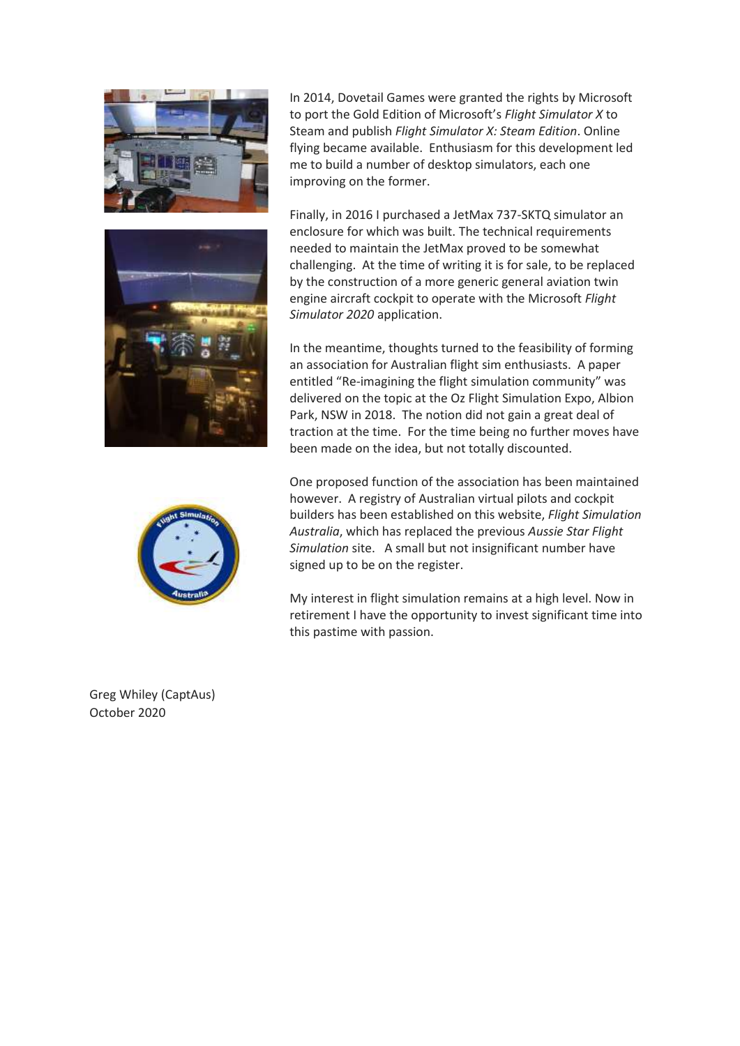In 2014, Dovetail Games were granted the rights by Microsoft to port the Gold Edition of Microsoft's *Flight Simulator X* to Steam and publish *Flight Simulator X: Steam Edition*. Online flying became available. Enthusiasm for this development led me to build a number of desktop simulators, each one improving on the former.

Finally, in 2016 I purchased a JetMax 737-SKTQ simulator an enclosure for which was built. The technical requirements needed to maintain the JetMax proved to be somewhat challenging. At the time of writing it is for sale, to be replaced by the construction of a more generic general aviation twin engine aircraft cockpit to operate with the Microsoft *Flight Simulator 2020* application.

In the meantime, thoughts turned to the feasibility of forming an association for Australian flight sim enthusiasts. A paper entitled "Re-imagining the flight simulation community" was delivered on the topic at the Oz Flight Simulation Expo, Albion Park, NSW in 2018. The notion did not gain a great deal of traction at the time. For the time being no further moves have been made on the idea, but not totally discounted.

One proposed function of the association has been maintained however. A registry of Australian virtual pilots and cockpit builders has been established on this website, *Flight Simulation Australia*, which has replaced the previous *Aussie Star Flight Simulation* site. A small but not insignificant number have signed up to be on the register.

My interest in flight simulation remains at a high level. Now in retirement I have the opportunity to invest significant time into this pastime with passion.

Greg Whiley (CaptAus)
October 2020